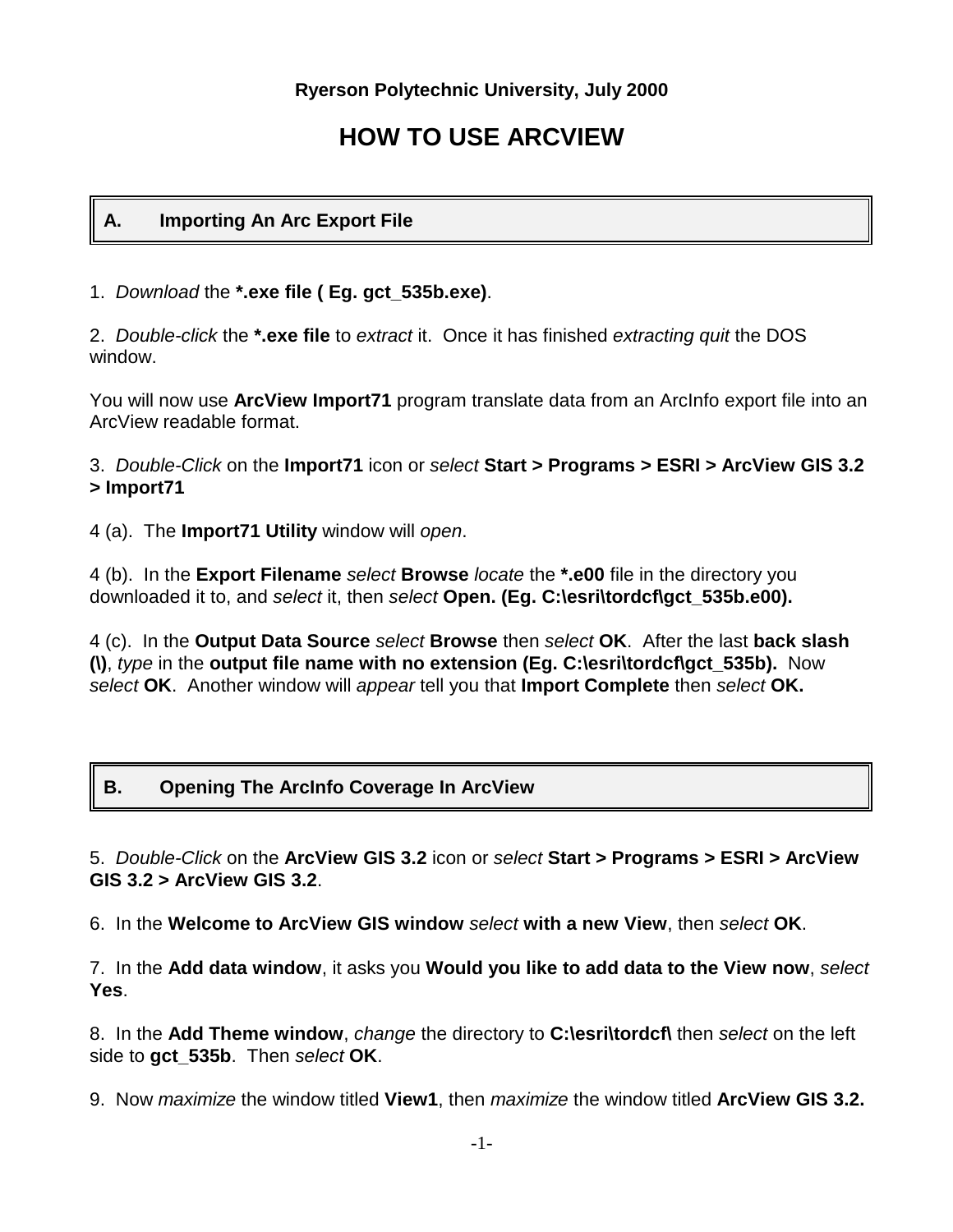**Ryerson Polytechnic University, July 2000**

# HOW TO USE ARCVIEW

## A. Importing An Arc Export File

1. *Download* the **\*.exe file ( Eg. gct_535b.exe)**.

2. *Double-click* the **\*.exe file** to *extract* it. Once it has finished *extracting quit* the DOS window.

You will now use **ArcView Import71** program translate data from an ArcInfo export file into an ArcView readable format.

3. *Double-Click* on the **Import71** icon or *select* **Start > Programs > ESRI > ArcView GIS 3.2 > Import71**

4 (a). The **Import71 Utility** window will *open*.

4 (b). In the **Export Filename** *select* **Browse** *locate* the **\*.e00** file in the directory you downloaded it to, and *select* it, then *select* **Open. (Eg. C:\esri\tordcf\gct_535b.e00).**

4 (c). In the **Output Data Source** *select* **Browse** then *select* **OK**. After the last **back slash (\)**, *type* in the **output file name with no extension (Eg. C:\esri\tordcf\gct_535b).** Now *select* **OK**. Another window will *appear* tell you that **Import Complete** then *select* **OK.**

## B. Opening The ArcInfo Coverage In ArcView

5. *Double-Click* on the **ArcView GIS 3.2** icon or *select* **Start > Programs > ESRI > ArcView GIS 3.2 > ArcView GIS 3.2**.

6. In the **Welcome to ArcView GIS window** *select* **with a new View**, then *select* **OK**.

7. In the **Add data window**, it asks you **Would you like to add data to the View now**, *select* **Yes**.

8. In the **Add Theme window**, *change* the directory to **C:\esri\tordcf\** then *select* on the left side to **gct_535b**. Then *select* **OK**.

9. Now *maximize* the window titled **View1**, then *maximize* the window titled **ArcView GIS 3.2.**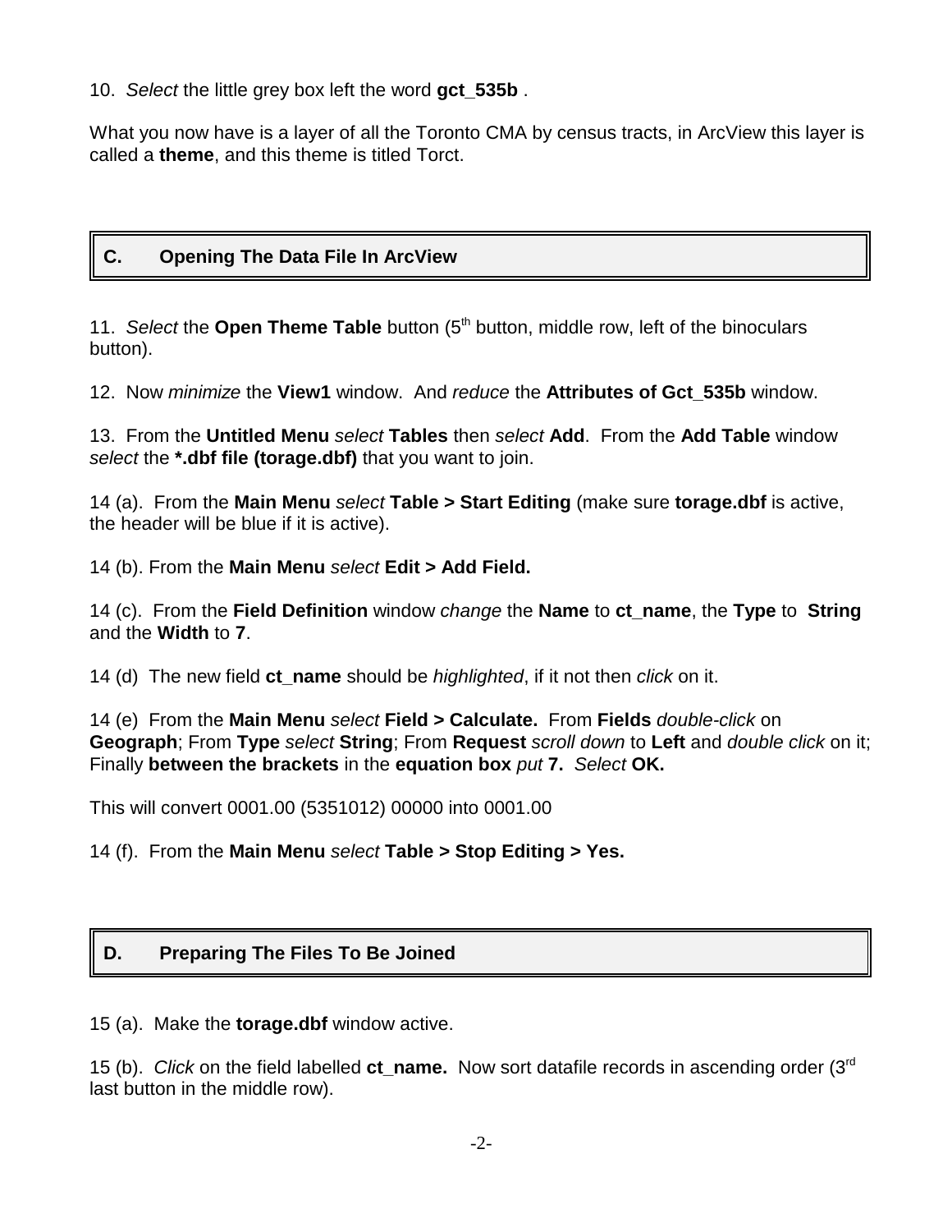10. *Select* the little grey box left the word **gct_535b** .

What you now have is a layer of all the Toronto CMA by census tracts, in ArcView this layer is called a **theme**, and this theme is titled Torct.

## C. Opening The Data File In ArcView

11. *Select* the **Open Theme Table** button (5th button, middle row, left of the binoculars button).

12. Now *minimize* the **View1** window. And *reduce* the **Attributes of Gct_535b** window.

13. From the **Untitled Menu** *select* **Tables** then *select* **Add**. From the **Add Table** window *select* the ***.dbf file (torage.dbf)** that you want to join.

14 (a). From the **Main Menu** *select* **Table > Start Editing** (make sure **torage.dbf** is active, the header will be blue if it is active).

14 (b). From the **Main Menu** *select* **Edit > Add Field.**

14 (c). From the **Field Definition** window *change* the **Name** to **ct_name**, the **Type** to **String** and the **Width** to **7**.

14 (d) The new field **ct_name** should be *highlighted*, if it not then *click* on it.

14 (e) From the **Main Menu** *select* **Field > Calculate.** From **Fields** *double-click* on **Geograph**; From **Type** *select* **String**; From **Request** *scroll down* to **Left** and *double click* on it; Finally **between the brackets** in the **equation box** *put* **7.** *Select* **OK.**

This will convert 0001.00 (5351012) 00000 into 0001.00

14 (f). From the **Main Menu** *select* **Table > Stop Editing > Yes.**

## D. Preparing The Files To Be Joined

15 (a). Make the **torage.dbf** window active.

15 (b). *Click* on the field labelled **ct_name.** Now sort datafile records in ascending order (3rd last button in the middle row).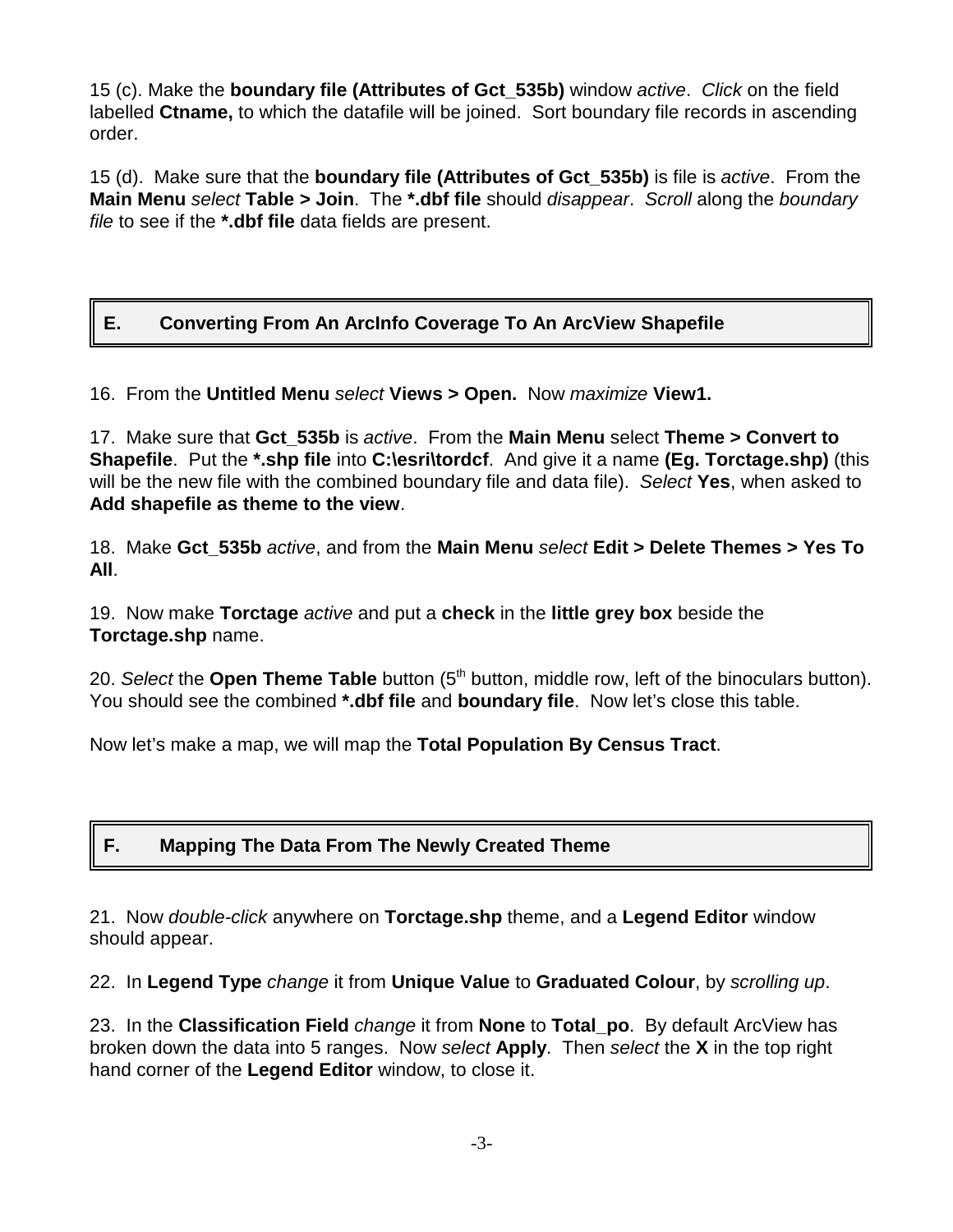15 (c). Make the **boundary file (Attributes of Gct_535b)** window *active*. *Click* on the field labelled **Ctname,** to which the datafile will be joined. Sort boundary file records in ascending order.

15 (d). Make sure that the **boundary file (Attributes of Gct_535b)** is file is *active*. From the **Main Menu** *select* **Table > Join**. The ***.dbf file** should *disappear*. *Scroll* along the *boundary file* to see if the ***.dbf file** data fields are present.

## E. Converting From An ArcInfo Coverage To An ArcView Shapefile

16. From the **Untitled Menu** *select* **Views > Open.** Now *maximize* **View1.**

17. Make sure that **Gct_535b** is *active*. From the **Main Menu** select **Theme > Convert to Shapefile**. Put the ***.shp file** into **C:\esri\tordcf**. And give it a name **(Eg. Torctage.shp)** (this will be the new file with the combined boundary file and data file). *Select* **Yes**, when asked to **Add shapefile as theme to the view**.

18. Make **Gct_535b** *active*, and from the **Main Menu** *select* **Edit > Delete Themes > Yes To All**.

19. Now make **Torctage** *active* and put a **check** in the **little grey box** beside the **Torctage.shp** name.

20. *Select* the **Open Theme Table** button (5th button, middle row, left of the binoculars button). You should see the combined ***.dbf file** and **boundary file**. Now let's close this table.

Now let's make a map, we will map the **Total Population By Census Tract**.

## F. Mapping The Data From The Newly Created Theme

21. Now *double-click* anywhere on **Torctage.shp** theme, and a **Legend Editor** window should appear.

22. In **Legend Type** *change* it from **Unique Value** to **Graduated Colour**, by *scrolling up*.

23. In the **Classification Field** *change* it from **None** to **Total_po**. By default ArcView has broken down the data into 5 ranges. Now *select* **Apply**. Then *select* the **X** in the top right hand corner of the **Legend Editor** window, to close it.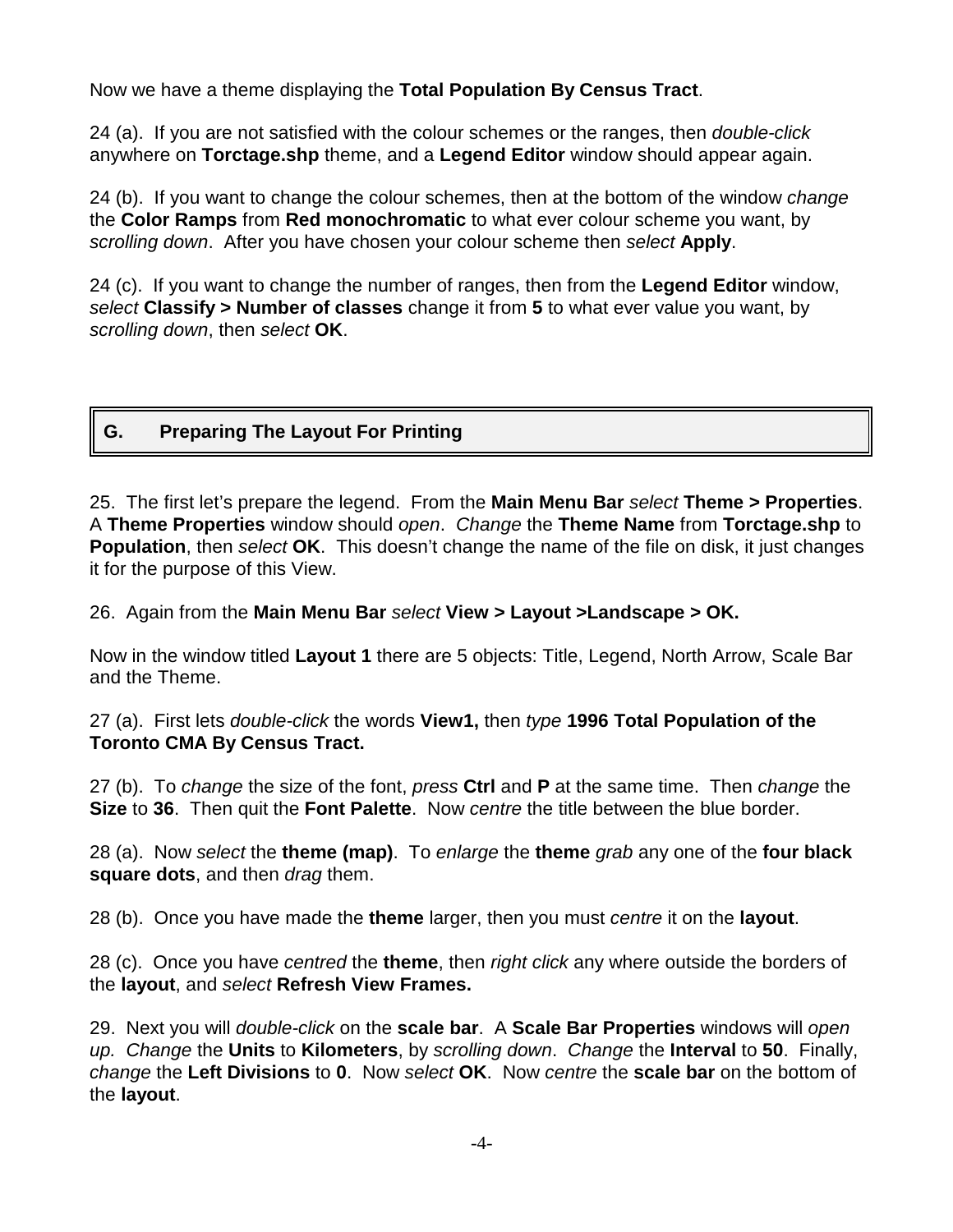Now we have a theme displaying the **Total Population By Census Tract**.

24 (a). If you are not satisfied with the colour schemes or the ranges, then *double-click* anywhere on **Torctage.shp** theme, and a **Legend Editor** window should appear again.

24 (b). If you want to change the colour schemes, then at the bottom of the window *change* the **Color Ramps** from **Red monochromatic** to what ever colour scheme you want, by *scrolling down*. After you have chosen your colour scheme then *select* **Apply**.

24 (c). If you want to change the number of ranges, then from the **Legend Editor** window, *select* **Classify > Number of classes** change it from **5** to what ever value you want, by *scrolling down*, then *select* **OK**.

## G. Preparing The Layout For Printing

25. The first let's prepare the legend. From the **Main Menu Bar** *select* **Theme > Properties**. A **Theme Properties** window should *open*. *Change* the **Theme Name** from **Torctage.shp** to **Population**, then *select* **OK**. This doesn't change the name of the file on disk, it just changes it for the purpose of this View.

26. Again from the **Main Menu Bar** *select* **View > Layout >Landscape > OK.**

Now in the window titled **Layout 1** there are 5 objects: Title, Legend, North Arrow, Scale Bar and the Theme.

27 (a). First lets *double-click* the words **View1,** then *type* **1996 Total Population of the Toronto CMA By Census Tract.**

27 (b). To *change* the size of the font, *press* **Ctrl** and **P** at the same time. Then *change* the **Size** to **36**. Then quit the **Font Palette**. Now *centre* the title between the blue border.

28 (a). Now *select* the **theme (map)**. To *enlarge* the **theme** *grab* any one of the **four black square dots**, and then *drag* them.

28 (b). Once you have made the **theme** larger, then you must *centre* it on the **layout**.

28 (c). Once you have *centred* the **theme**, then *right click* any where outside the borders of the **layout**, and *select* **Refresh View Frames.**

29. Next you will *double-click* on the **scale bar**. A **Scale Bar Properties** windows will *open up. Change* the **Units** to **Kilometers**, by *scrolling down*. *Change* the **Interval** to **50**. Finally, *change* the **Left Divisions** to **0**. Now *select* **OK**. Now *centre* the **scale bar** on the bottom of the **layout**.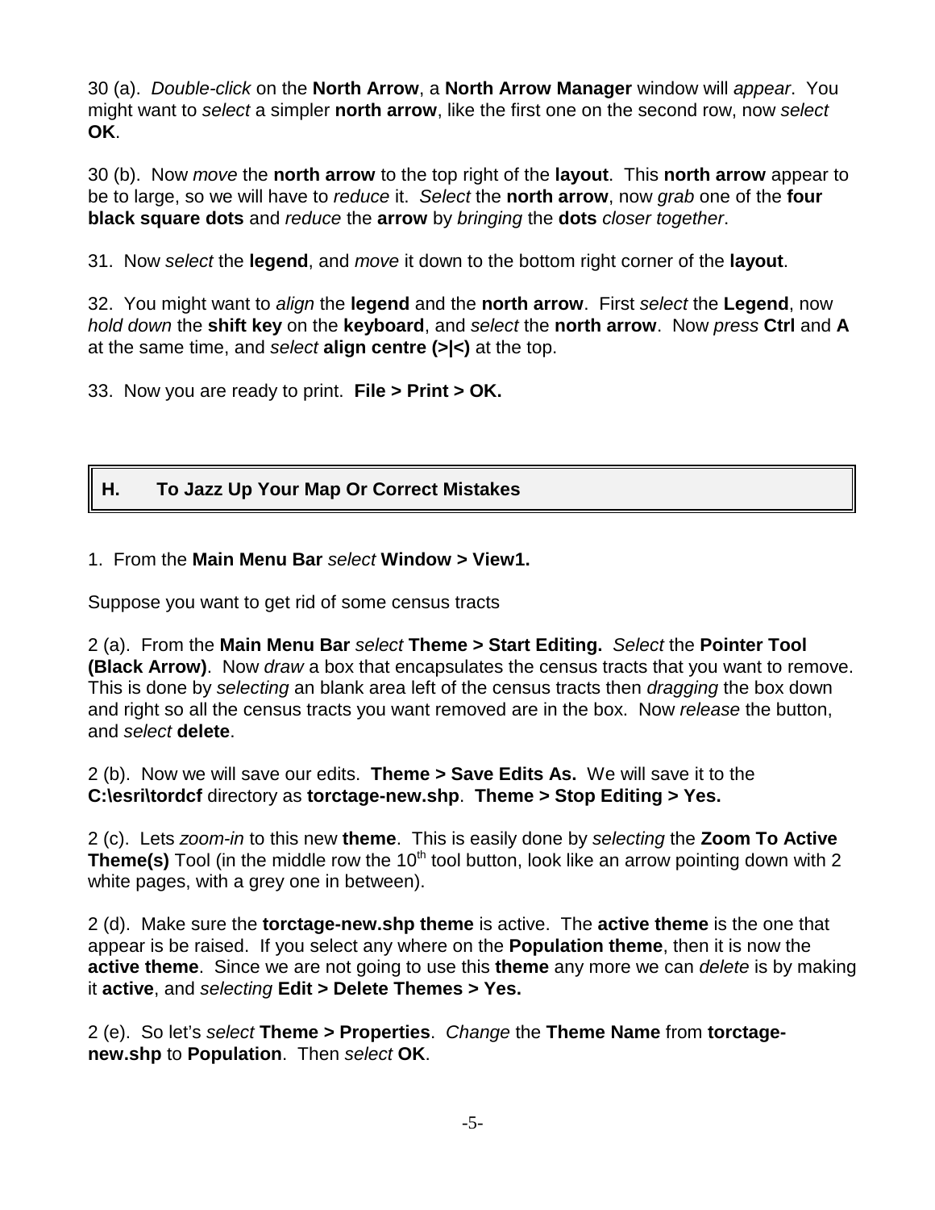30 (a). *Double-click* on the **North Arrow**, a **North Arrow Manager** window will *appear*. You might want to *select* a simpler **north arrow**, like the first one on the second row, now *select* **OK**.

30 (b). Now *move* the **north arrow** to the top right of the **layout**. This **north arrow** appear to be to large, so we will have to *reduce* it. *Select* the **north arrow**, now *grab* one of the **four black square dots** and *reduce* the **arrow** by *bringing* the **dots** *closer together*.

31. Now *select* the **legend**, and *move* it down to the bottom right corner of the **layout**.

32. You might want to *align* the **legend** and the **north arrow**. First *select* the **Legend**, now *hold down* the **shift key** on the **keyboard**, and *select* the **north arrow**. Now *press* **Ctrl** and **A** at the same time, and *select* **align centre (>|<)** at the top.

33. Now you are ready to print. **File > Print > OK.**

## H. To Jazz Up Your Map Or Correct Mistakes

1. From the **Main Menu Bar** *select* **Window > View1.**

Suppose you want to get rid of some census tracts

2 (a). From the **Main Menu Bar** *select* **Theme > Start Editing.** *Select* the **Pointer Tool (Black Arrow)**. Now *draw* a box that encapsulates the census tracts that you want to remove. This is done by *selecting* an blank area left of the census tracts then *dragging* the box down and right so all the census tracts you want removed are in the box. Now *release* the button, and *select* **delete**.

2 (b). Now we will save our edits. **Theme > Save Edits As.** We will save it to the **C:\esri\tordcf** directory as **torctage-new.shp**. **Theme > Stop Editing > Yes.**

2 (c). Lets *zoom-in* to this new **theme**. This is easily done by *selecting* the **Zoom To Active Theme(s)** Tool (in the middle row the 10th tool button, look like an arrow pointing down with 2 white pages, with a grey one in between).

2 (d). Make sure the **torctage-new.shp theme** is active. The **active theme** is the one that appear is be raised. If you select any where on the **Population theme**, then it is now the **active theme**. Since we are not going to use this **theme** any more we can *delete* is by making it **active**, and *selecting* **Edit > Delete Themes > Yes.**

2 (e). So let's *select* **Theme > Properties**. *Change* the **Theme Name** from **torctage-new.shp** to **Population**. Then *select* **OK**.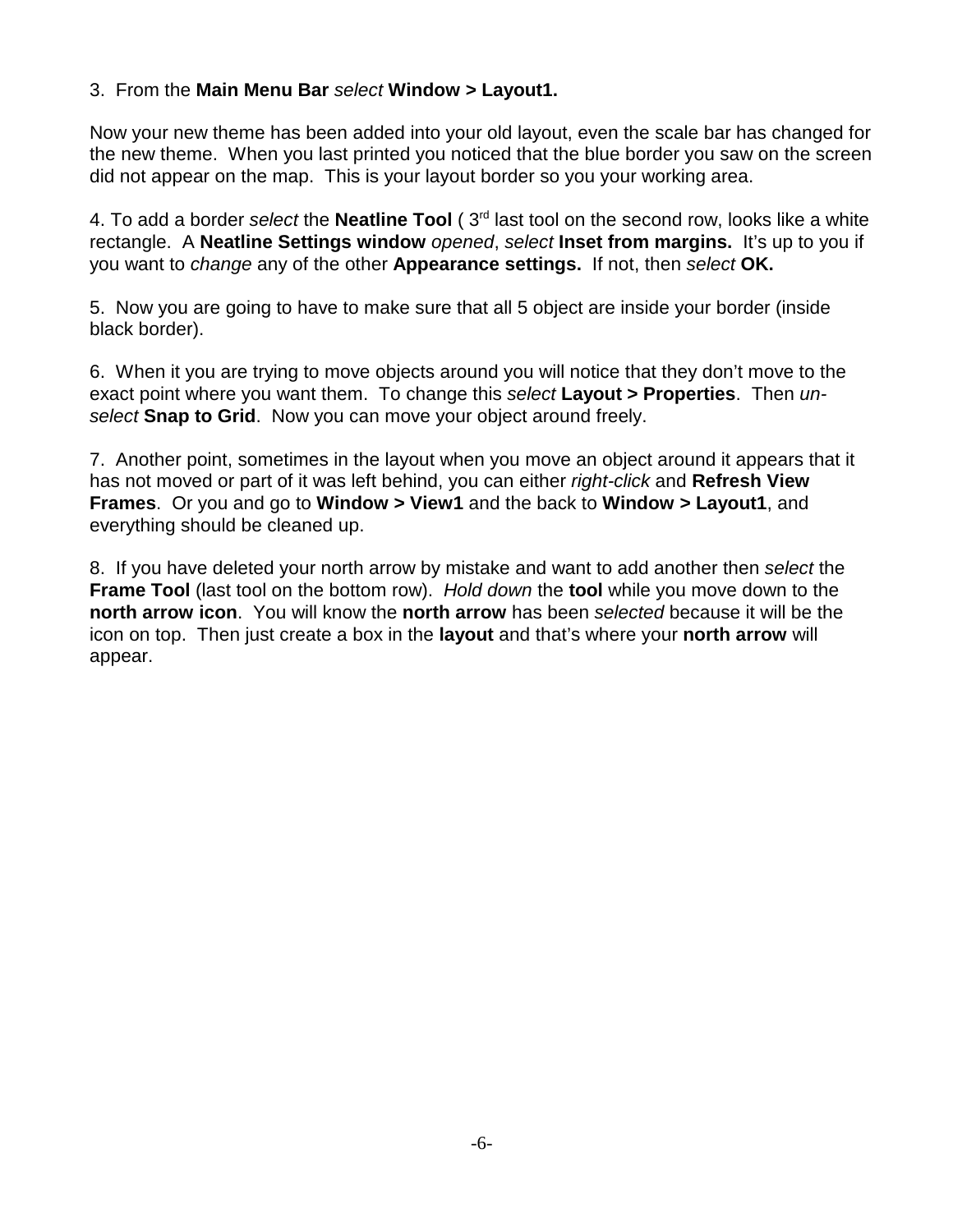3.  From the **Main Menu Bar** *select* **Window > Layout1.**

Now your new theme has been added into your old layout, even the scale bar has changed for the new theme.  When you last printed you noticed that the blue border you saw on the screen did not appear on the map.  This is your layout border so you your working area.

4. To add a border *select* the **Neatline Tool** ( 3rd last tool on the second row, looks like a white rectangle.  A **Neatline Settings window** *opened*, *select* **Inset from margins.**  It's up to you if you want to *change* any of the other **Appearance settings.**  If not, then *select* **OK.**

5.  Now you are going to have to make sure that all 5 object are inside your border (inside black border).

6.  When it you are trying to move objects around you will notice that they don't move to the exact point where you want them.  To change this *select* **Layout > Properties**.  Then *un-select* **Snap to Grid**.  Now you can move your object around freely.

7.  Another point, sometimes in the layout when you move an object around it appears that it has not moved or part of it was left behind, you can either *right-click* and **Refresh View Frames**.  Or you and go to **Window > View1** and the back to **Window > Layout1**, and everything should be cleaned up.

8.  If you have deleted your north arrow by mistake and want to add another then *select* the **Frame Tool** (last tool on the bottom row).  *Hold down* the **tool** while you move down to the **north arrow icon**.  You will know the **north arrow** has been *selected* because it will be the icon on top.  Then just create a box in the **layout** and that's where your **north arrow** will appear.